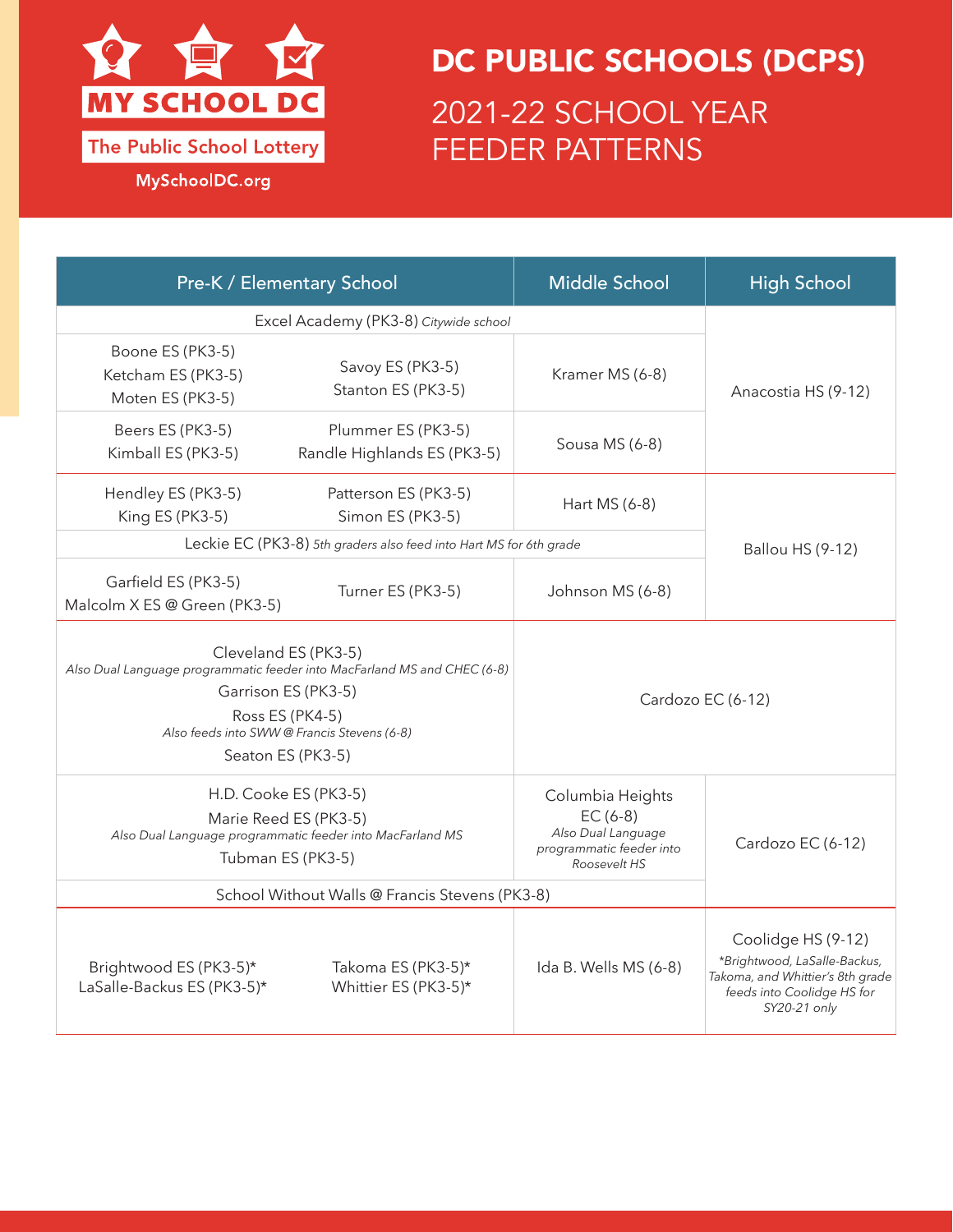MY SCHOOL DC

The Public School Lottery

MySchoolDC.org

# DC PUBLIC SCHOOLS (DCPS)

## 2021-22 SCHOOL YEAR FEEDER PATTERNS

| Pre-K / Elementary School | | Middle School | High School |
|---|---|---|---|
| Excel Academy (PK3-8) *Citywide school* | | | Anacostia HS (9-12) |
| Boone ES (PK3-5)<br>Ketcham ES (PK3-5)<br>Moten ES (PK3-5) | Savoy ES (PK3-5)<br>Stanton ES (PK3-5) | Kramer MS (6-8) | Anacostia HS (9-12) |
| Beers ES (PK3-5)<br>Kimball ES (PK3-5) | Plummer ES (PK3-5)<br>Randle Highlands ES (PK3-5) | Sousa MS (6-8) | Anacostia HS (9-12) |
| Hendley ES (PK3-5)<br>King ES (PK3-5) | Patterson ES (PK3-5)<br>Simon ES (PK3-5) | Hart MS (6-8) | Ballou HS (9-12) |
| Leckie EC (PK3-8) *5th graders also feed into Hart MS for 6th grade* | | | Ballou HS (9-12) |
| Garfield ES (PK3-5)<br>Malcolm X ES @ Green (PK3-5) | Turner ES (PK3-5) | Johnson MS (6-8) | Ballou HS (9-12) |
| Cleveland ES (PK3-5) *Also Dual Language programmatic feeder into MacFarland MS and CHEC (6-8)*<br>Garrison ES (PK3-5)<br>Ross ES (PK4-5) *Also feeds into SWW @ Francis Stevens (6-8)*<br>Seaton ES (PK3-5) | | Cardozo EC (6-12) | |
| H.D. Cooke ES (PK3-5)<br>Marie Reed ES (PK3-5) *Also Dual Language programmatic feeder into MacFarland MS*<br>Tubman ES (PK3-5) | | Columbia Heights EC (6-8) *Also Dual Language programmatic feeder into Roosevelt HS* | Cardozo EC (6-12) |
| School Without Walls @ Francis Stevens (PK3-8) | | | Cardozo EC (6-12) |
| Brightwood ES (PK3-5)*<br>LaSalle-Backus ES (PK3-5)* | Takoma ES (PK3-5)*<br>Whittier ES (PK3-5)* | Ida B. Wells MS (6-8) | Coolidge HS (9-12) *\*Brightwood, LaSalle-Backus, Takoma, and Whittier's 8th grade feeds into Coolidge HS for SY20-21 only* |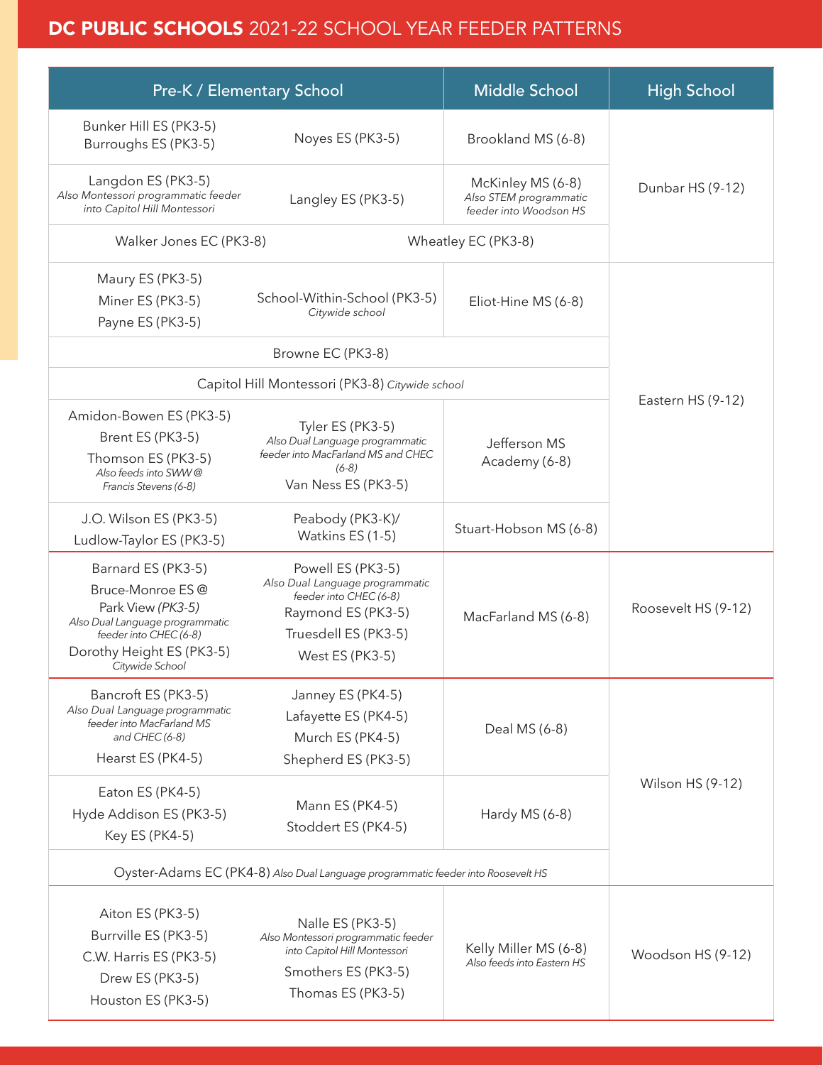# DC PUBLIC SCHOOLS 2021-22 SCHOOL YEAR FEEDER PATTERNS

| Pre-K / Elementary School | | Middle School | High School |
| --- | --- | --- | --- |
| Bunker Hill ES (PK3-5)<br>Burroughs ES (PK3-5) | Noyes ES (PK3-5) | Brookland MS (6-8) | Dunbar HS (9-12) |
| Langdon ES (PK3-5)<br>*Also Montessori programmatic feeder into Capitol Hill Montessori* | Langley ES (PK3-5) | McKinley MS (6-8)<br>*Also STEM programmatic feeder into Woodson HS* | Dunbar HS (9-12) |
| Walker Jones EC (PK3-8) | Wheatley EC (PK3-8) | | Dunbar HS (9-12) |
| Maury ES (PK3-5)<br>Miner ES (PK3-5)<br>Payne ES (PK3-5) | School-Within-School (PK3-5)<br>*Citywide school* | Eliot-Hine MS (6-8) | Eastern HS (9-12) |
| Browne EC (PK3-8) | | | Eastern HS (9-12) |
| Capitol Hill Montessori (PK3-8) *Citywide school* | | | Eastern HS (9-12) |
| Amidon-Bowen ES (PK3-5)<br>Brent ES (PK3-5)<br>Thomson ES (PK3-5)<br>*Also feeds into SWW @ Francis Stevens (6-8)* | Tyler ES (PK3-5)<br>*Also Dual Language programmatic feeder into MacFarland MS and CHEC (6-8)*<br>Van Ness ES (PK3-5) | Jefferson MS Academy (6-8) | Eastern HS (9-12) |
| J.O. Wilson ES (PK3-5)<br>Ludlow-Taylor ES (PK3-5) | Peabody (PK3-K)/<br>Watkins ES (1-5) | Stuart-Hobson MS (6-8) | Eastern HS (9-12) |
| Barnard ES (PK3-5)<br>Bruce-Monroe ES @ Park View *(PK3-5)*<br>*Also Dual Language programmatic feeder into CHEC (6-8)*<br>Dorothy Height ES (PK3-5)<br>*Citywide School* | Powell ES (PK3-5)<br>*Also Dual Language programmatic feeder into CHEC (6-8)*<br>Raymond ES (PK3-5)<br>Truesdell ES (PK3-5)<br>West ES (PK3-5) | MacFarland MS (6-8) | Roosevelt HS (9-12) |
| Bancroft ES (PK3-5)<br>*Also Dual Language programmatic feeder into MacFarland MS and CHEC (6-8)*<br>Hearst ES (PK4-5) | Janney ES (PK4-5)<br>Lafayette ES (PK4-5)<br>Murch ES (PK4-5)<br>Shepherd ES (PK3-5) | Deal MS (6-8) | Wilson HS (9-12) |
| Eaton ES (PK4-5)<br>Hyde Addison ES (PK3-5)<br>Key ES (PK4-5) | Mann ES (PK4-5)<br>Stoddert ES (PK4-5) | Hardy MS (6-8) | Wilson HS (9-12) |
| Oyster-Adams EC (PK4-8) *Also Dual Language programmatic feeder into Roosevelt HS* | | | Wilson HS (9-12) |
| Aiton ES (PK3-5)<br>Burrville ES (PK3-5)<br>C.W. Harris ES (PK3-5)<br>Drew ES (PK3-5)<br>Houston ES (PK3-5) | Nalle ES (PK3-5)<br>*Also Montessori programmatic feeder into Capitol Hill Montessori*<br>Smothers ES (PK3-5)<br>Thomas ES (PK3-5) | Kelly Miller MS (6-8)<br>*Also feeds into Eastern HS* | Woodson HS (9-12) |